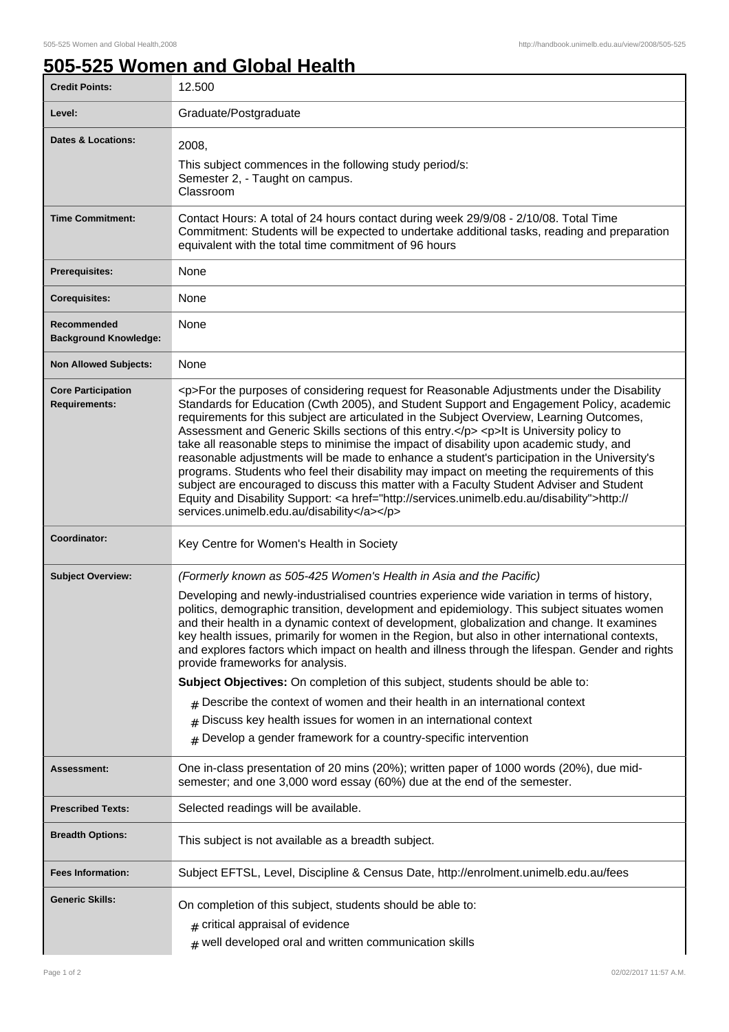# 505-525 Women and Global Health

| Credit Points: | 12.500 |
|---|---|
| Level: | Graduate/Postgraduate |
| Dates & Locations: | 2008,<br>This subject commences in the following study period/s:<br>Semester 2, - Taught on campus.<br>Classroom |
| Time Commitment: | Contact Hours: A total of 24 hours contact during week 29/9/08 - 2/10/08. Total Time Commitment: Students will be expected to undertake additional tasks, reading and preparation equivalent with the total time commitment of 96 hours |
| Prerequisites: | None |
| Corequisites: | None |
| Recommended Background Knowledge: | None |
| Non Allowed Subjects: | None |
| Core Participation Requirements: | <p>For the purposes of considering request for Reasonable Adjustments under the Disability Standards for Education (Cwth 2005), and Student Support and Engagement Policy, academic requirements for this subject are articulated in the Subject Overview, Learning Outcomes, Assessment and Generic Skills sections of this entry.</p> <p>It is University policy to take all reasonable steps to minimise the impact of disability upon academic study, and reasonable adjustments will be made to enhance a student's participation in the University's programs. Students who feel their disability may impact on meeting the requirements of this subject are encouraged to discuss this matter with a Faculty Student Adviser and Student Equity and Disability Support: <a href="http://services.unimelb.edu.au/disability">http://services.unimelb.edu.au/disability</a></p> |
| Coordinator: | Key Centre for Women's Health in Society |
| Subject Overview: | *(Formerly known as 505-425 Women's Health in Asia and the Pacific)*<br>Developing and newly-industrialised countries experience wide variation in terms of history, politics, demographic transition, development and epidemiology. This subject situates women and their health in a dynamic context of development, globalization and change. It examines key health issues, primarily for women in the Region, but also in other international contexts, and explores factors which impact on health and illness through the lifespan. Gender and rights provide frameworks for analysis.<br>**Subject Objectives:** On completion of this subject, students should be able to:<br># Describe the context of women and their health in an international context<br># Discuss key health issues for women in an international context<br># Develop a gender framework for a country-specific intervention |
| Assessment: | One in-class presentation of 20 mins (20%); written paper of 1000 words (20%), due mid-semester; and one 3,000 word essay (60%) due at the end of the semester. |
| Prescribed Texts: | Selected readings will be available. |
| Breadth Options: | This subject is not available as a breadth subject. |
| Fees Information: | Subject EFTSL, Level, Discipline & Census Date, http://enrolment.unimelb.edu.au/fees |
| Generic Skills: | On completion of this subject, students should be able to:<br># critical appraisal of evidence<br># well developed oral and written communication skills |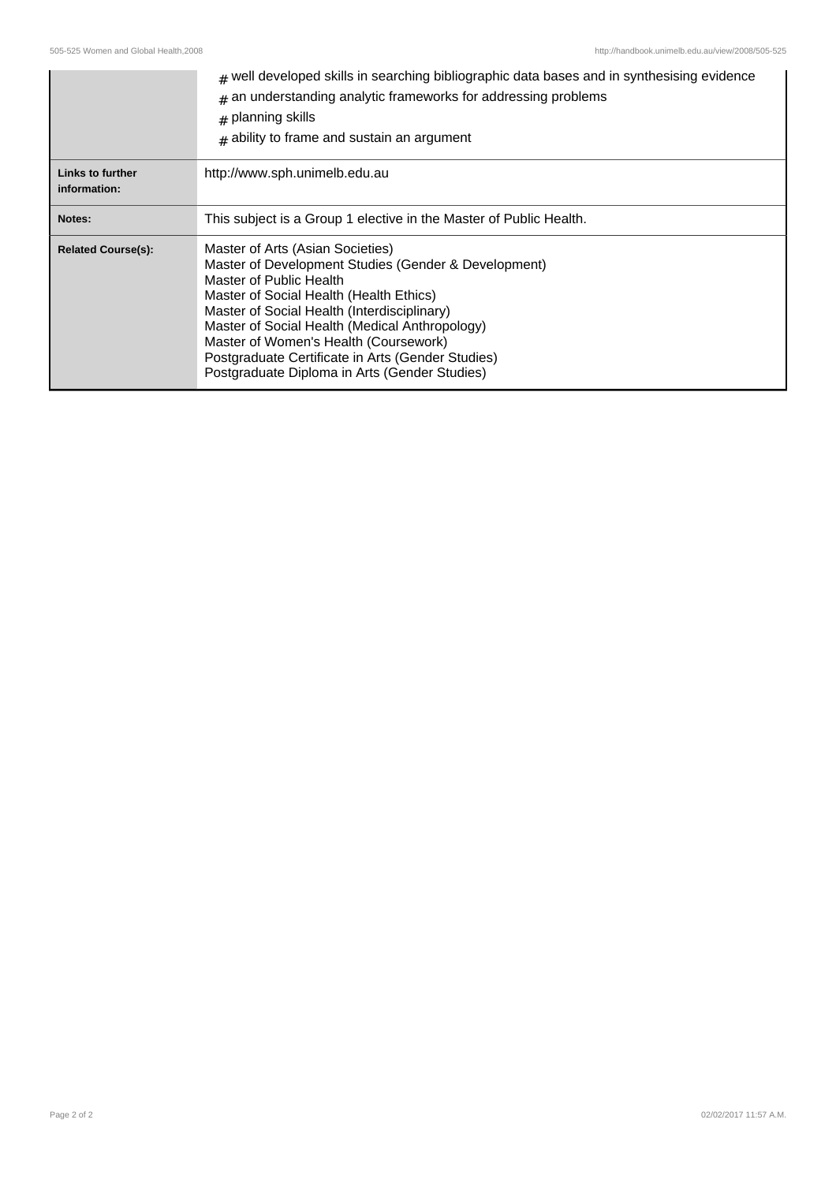| | |
|---|---|
| | # well developed skills in searching bibliographic data bases and in synthesising evidence<br># an understanding analytic frameworks for addressing problems<br># planning skills<br># ability to frame and sustain an argument |
| **Links to further information:** | http://www.sph.unimelb.edu.au |
| **Notes:** | This subject is a Group 1 elective in the Master of Public Health. |
| **Related Course(s):** | Master of Arts (Asian Societies)<br>Master of Development Studies (Gender & Development)<br>Master of Public Health<br>Master of Social Health (Health Ethics)<br>Master of Social Health (Interdisciplinary)<br>Master of Social Health (Medical Anthropology)<br>Master of Women's Health (Coursework)<br>Postgraduate Certificate in Arts (Gender Studies)<br>Postgraduate Diploma in Arts (Gender Studies) |